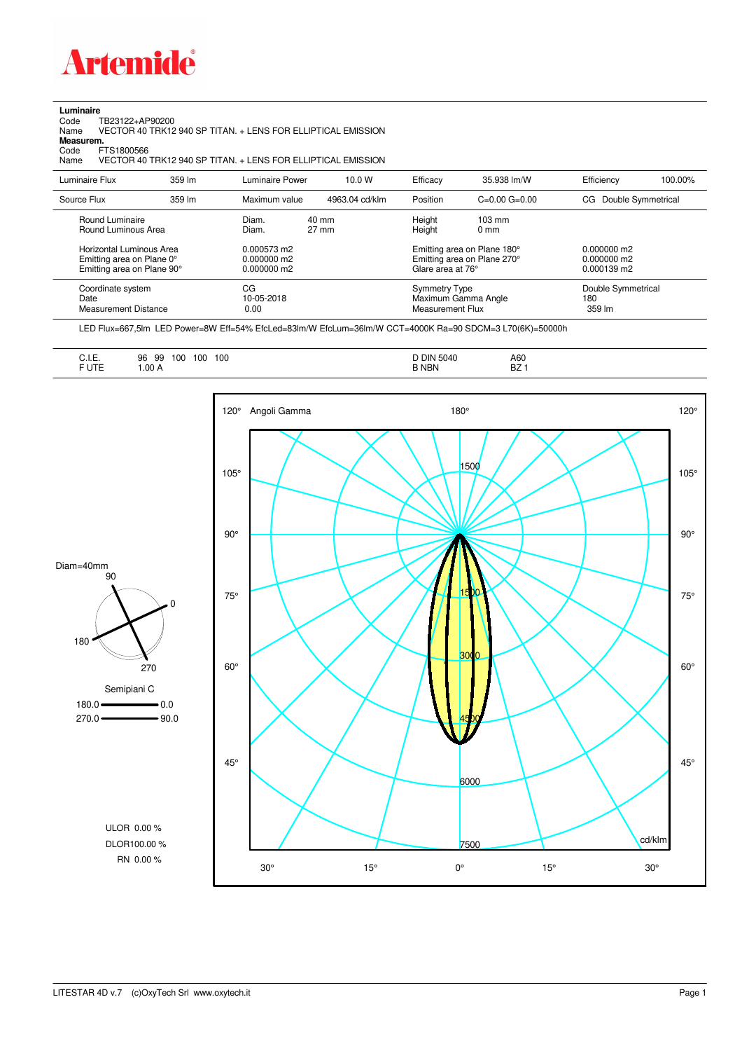# Artemide

**Luminaire**

Code TB23122+AP90200

Name VECTOR 40 TRK12 940 SP TITAN. + LENS FOR ELLIPTICAL EMISSION

**Measurem.**

Code FTS1800566

Name VECTOR 40 TRK12 940 SP TITAN. + LENS FOR ELLIPTICAL EMISSION

| Luminaire Flux | 359 lm | Luminaire Power | 10.0 W | Efficacy | 35.938 lm/W | Efficiency | 100.00% |
|---|---|---|---|---|---|---|---|
| Source Flux | 359 lm | Maximum value | 4963.04 cd/klm | Position | C=0.00 G=0.00 | CG Double Symmetrical | |

| | | | |
|---|---|---|---|
| Round Luminaire | Diam. 40 mm | Height 103 mm | |
| Round Luminous Area | Diam. 27 mm | Height 0 mm | |
| Horizontal Luminous Area | 0.000573 m2 | Emitting area on Plane 180° | 0.000000 m2 |
| Emitting area on Plane 0° | 0.000000 m2 | Emitting area on Plane 270° | 0.000000 m2 |
| Emitting area on Plane 90° | 0.000000 m2 | Glare area at 76° | 0.000139 m2 |
| Coordinate system | CG | Symmetry Type | Double Symmetrical |
| Date | 10-05-2018 | Maximum Gamma Angle | 180 |
| Measurement Distance | 0.00 | Measurement Flux | 359 lm |

LED Flux=667,5lm LED Power=8W Eff=54% EfcLed=83lm/W EfcLum=36lm/W CCT=4000K Ra=90 SDCM=3 L70(6K)=50000h

| | | | |
|---|---|---|---|
| C.I.E. | 96 99 100 100 100 | D DIN 5040 | A60 |
| F UTE | 1.00 A | B NBN | BZ 1 |

Diam=40mm

Semipiani C

180.0 — 0.0

270.0 — 90.0

ULOR 0.00 %

DLOR 100.00 %

RN 0.00 %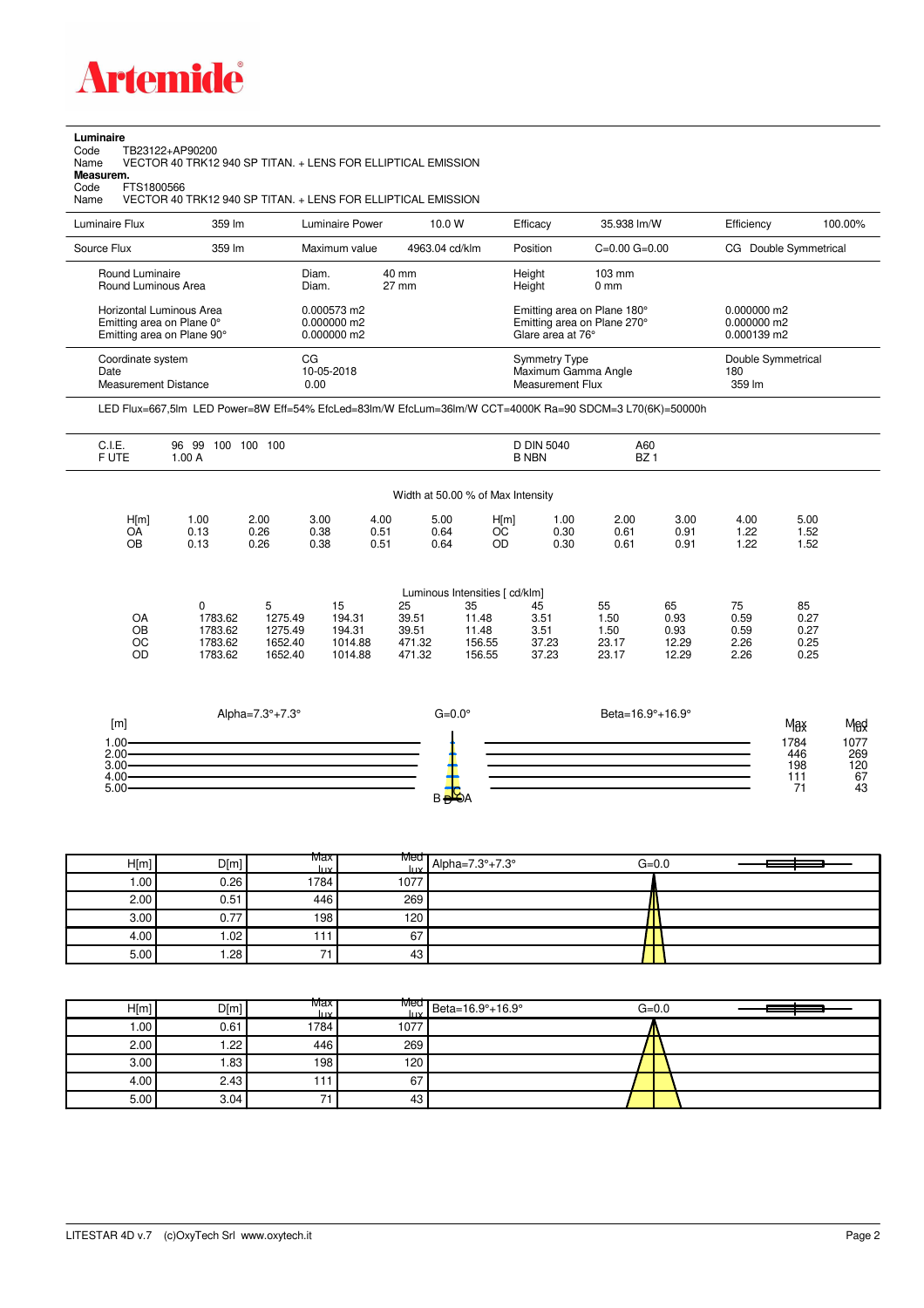Artemide

**Luminaire**
Code TB23122+AP90200
Name VECTOR 40 TRK12 940 SP TITAN. + LENS FOR ELLIPTICAL EMISSION
**Measurem.**
Code FTS1800566
Name VECTOR 40 TRK12 940 SP TITAN. + LENS FOR ELLIPTICAL EMISSION

| | | | | | | | |
|---|---|---|---|---|---|---|---|
| Luminaire Flux | 359 lm | Luminaire Power | 10.0 W | Efficacy | 35.938 lm/W | Efficiency | 100.00% |
| Source Flux | 359 lm | Maximum value | 4963.04 cd/klm | Position | C=0.00 G=0.00 | CG | Double Symmetrical |

| | | | | | | |
|---|---|---|---|---|---|---|
| Round Luminaire | Diam. | 40 mm | Height | 103 mm | | |
| Round Luminous Area | Diam. | 27 mm | Height | 0 mm | | |
| Horizontal Luminous Area | 0.000573 m2 | | Emitting area on Plane 180° | | 0.000000 m2 | |
| Emitting area on Plane 0° | 0.000000 m2 | | Emitting area on Plane 270° | | 0.000000 m2 | |
| Emitting area on Plane 90° | 0.000000 m2 | | Glare area at 76° | | 0.000139 m2 | |
| Coordinate system | CG | | Symmetry Type | | Double Symmetrical | |
| Date | 10-05-2018 | | Maximum Gamma Angle | | 180 | |
| Measurement Distance | 0.00 | | Measurement Flux | | 359 lm | |

LED Flux=667,5lm LED Power=8W Eff=54% EfcLed=83lm/W EfcLum=36lm/W CCT=4000K Ra=90 SDCM=3 L70(6K)=50000h

| | | | |
|---|---|---|---|
| C.I.E. | 96 99 100 100 100 | D DIN 5040 | A60 |
| F UTE | 1.00 A | B NBN | BZ 1 |

Width at 50.00 % of Max Intensity

| H[m] | 1.00 | 2.00 | 3.00 | 4.00 | 5.00 | H[m] | 1.00 | 2.00 | 3.00 | 4.00 | 5.00 |
|---|---|---|---|---|---|---|---|---|---|---|---|
| OA | 0.13 | 0.26 | 0.38 | 0.51 | 0.64 | OC | 0.30 | 0.61 | 0.91 | 1.22 | 1.52 |
| OB | 0.13 | 0.26 | 0.38 | 0.51 | 0.64 | OD | 0.30 | 0.61 | 0.91 | 1.22 | 1.52 |

Luminous Intensities [ cd/klm]

| | 0 | 5 | 15 | 25 | 35 | 45 | 55 | 65 | 75 | 85 |
|---|---|---|---|---|---|---|---|---|---|---|
| OA | 1783.62 | 1275.49 | 194.31 | 39.51 | 11.48 | 3.51 | 1.50 | 0.93 | 0.59 | 0.27 |
| OB | 1783.62 | 1275.49 | 194.31 | 39.51 | 11.48 | 3.51 | 1.50 | 0.93 | 0.59 | 0.27 |
| OC | 1783.62 | 1652.40 | 1014.88 | 471.32 | 156.55 | 37.23 | 23.17 | 12.29 | 2.26 | 0.25 |
| OD | 1783.62 | 1652.40 | 1014.88 | 471.32 | 156.55 | 37.23 | 23.17 | 12.29 | 2.26 | 0.25 |

[m]
Alpha=7.3°+7.3°
G=0.0°
Beta=16.9°+16.9°
Max lux
Med lux
1.00 2.00 3.00 4.00 5.00
B D C A
1784 446 198 111 71
1077 269 120 67 43

| H[m] | D[m] | Max lux | Med lux | Alpha=7.3°+7.3° G=0.0 |
|---|---|---|---|---|
| 1.00 | 0.26 | 1784 | 1077 | |
| 2.00 | 0.51 | 446 | 269 | |
| 3.00 | 0.77 | 198 | 120 | |
| 4.00 | 1.02 | 111 | 67 | |
| 5.00 | 1.28 | 71 | 43 | |

| H[m] | D[m] | Max lux | Med lux | Beta=16.9°+16.9° G=0.0 |
|---|---|---|---|---|
| 1.00 | 0.61 | 1784 | 1077 | |
| 2.00 | 1.22 | 446 | 269 | |
| 3.00 | 1.83 | 198 | 120 | |
| 4.00 | 2.43 | 111 | 67 | |
| 5.00 | 3.04 | 71 | 43 | |

LITESTAR 4D v.7 (c)OxyTech Srl www.oxytech.it